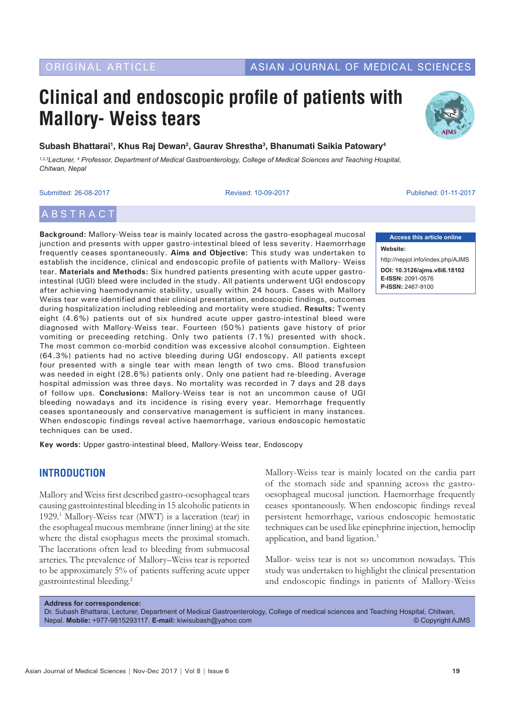ORIGINAL ARTICLE

# Clinical and endoscopic profile of patients with Mallory- Weiss tears

**Subash Bhattarai[1], Khus Raj Dewan[2], Gaurav Shrestha[3], Bhanumati Saikia Patowary[4]**

*[1,2,3]Lecturer, [4] Professor, Department of Medical Gastroenterology, College of Medical Sciences and Teaching Hospital, Chitwan, Nepal*

Submitted: 26-08-2017 Revised: 10-09-2017 Published: 01-11-2017

## ABSTRACT

**Background:** Mallory-Weiss tear is mainly located across the gastro-esophageal mucosal junction and presents with upper gastro-intestinal bleed of less severity. Haemorrhage frequently ceases spontaneously. **Aims and Objective:** This study was undertaken to establish the incidence, clinical and endoscopic profile of patients with Mallory- Weiss tear. **Materials and Methods:** Six hundred patients presenting with acute upper gastro-intestinal (UGI) bleed were included in the study. All patients underwent UGI endoscopy after achieving haemodynamic stability, usually within 24 hours. Cases with Mallory Weiss tear were identified and their clinical presentation, endoscopic findings, outcomes during hospitalization including rebleeding and mortality were studied. **Results:** Twenty eight (4.6%) patients out of six hundred acute upper gastro-intestinal bleed were diagnosed with Mallory-Weiss tear. Fourteen (50%) patients gave history of prior vomiting or preceeding retching. Only two patients (7.1%) presented with shock. The most common co-morbid condition was excessive alcohol consumption. Eighteen (64.3%) patients had no active bleeding during UGI endoscopy. All patients except four presented with a single tear with mean length of two cms. Blood transfusion was needed in eight (28.6%) patients only. Only one patient had re-bleeding. Average hospital admission was three days. No mortality was recorded in 7 days and 28 days of follow ups. **Conclusions:** Mallory-Weiss tear is not an uncommon cause of UGI bleeding nowadays and its incidence is rising every year. Hemorrhage frequently ceases spontaneously and conservative management is sufficient in many instances. When endoscopic findings reveal active haemorrhage, various endoscopic hemostatic techniques can be used.

**Key words:** Upper gastro-intestinal bleed, Mallory-Weiss tear, Endoscopy

**Access this article online**

**Website:**

http://nepjol.info/index.php/AJMS

**DOI: 10.3126/ajms.v8i6.18102**
**E-ISSN:** 2091-0576
**P-ISSN:** 2467-9100

## INTRODUCTION

Mallory and Weiss first described gastro-oesophageal tears causing gastrointestinal bleeding in 15 alcoholic patients in 1929.[1] Mallory-Weiss tear (MWT) is a laceration (tear) in the esophageal mucous membrane (inner lining) at the site where the distal esophagus meets the proximal stomach. The lacerations often lead to bleeding from submucosal arteries. The prevalence of Mallory–Weiss tear is reported to be approximately 5% of patients suffering acute upper gastrointestinal bleeding.[2]

Mallory-Weiss tear is mainly located on the cardia part of the stomach side and spanning across the gastro-oesophageal mucosal junction. Haemorrhage frequently ceases spontaneously. When endoscopic findings reveal persistent hemorrhage, various endoscopic hemostatic techniques can be used like epinephrine injection, hemoclip application, and band ligation.[3]

Mallor- weiss tear is not so uncommon nowadays. This study was undertaken to highlight the clinical presentation and endoscopic findings in patients of Mallory-Weiss

**Address for correspondence:**
Dr. Subash Bhattarai, Lecturer, Department of Medical Gastroenterology, College of medical sciences and Teaching Hospital, Chitwan, Nepal. **Mobile:** +977-9815293117. **E-mail:** kiwisubash@yahoo.com © Copyright AJMS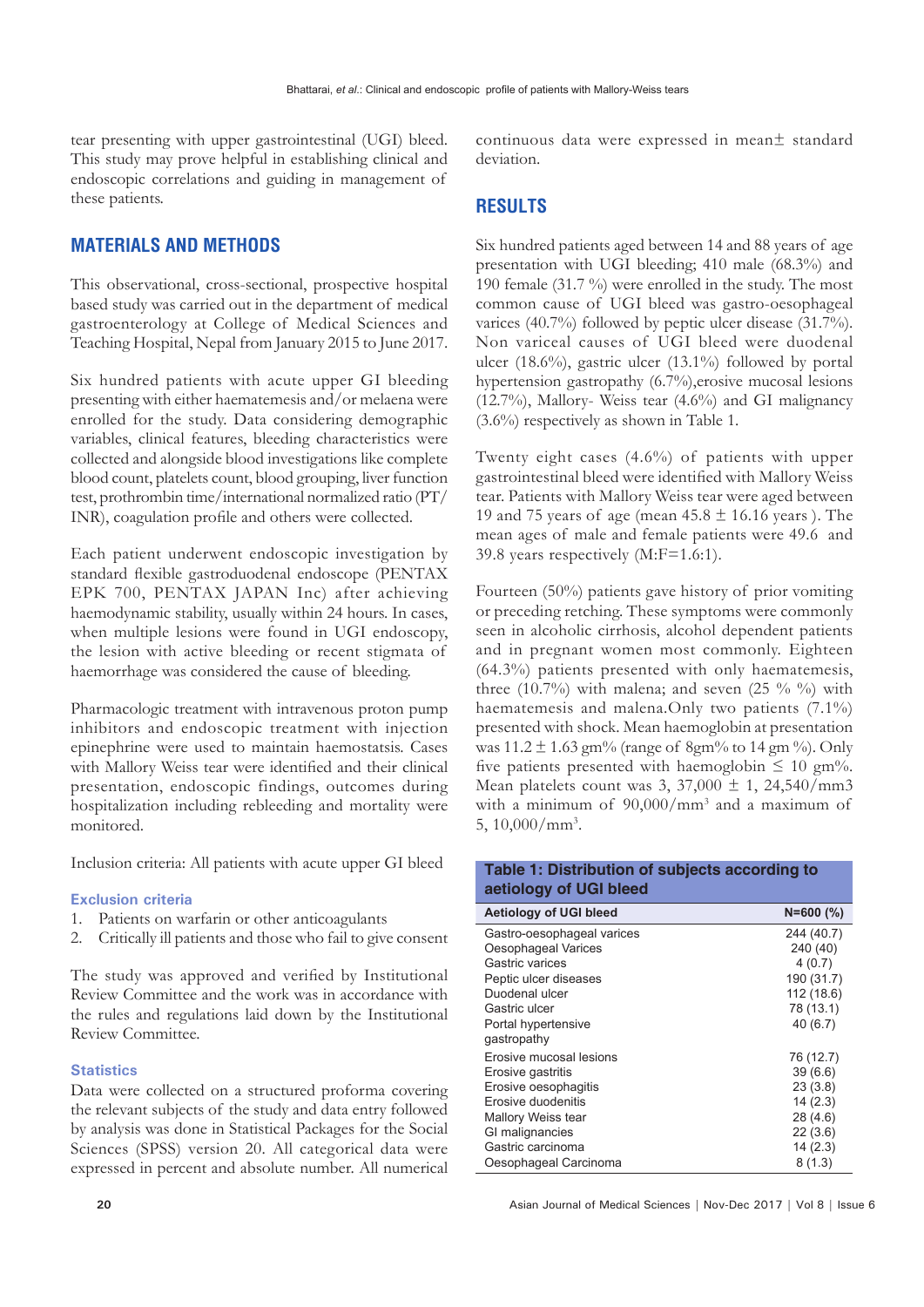tear presenting with upper gastrointestinal (UGI) bleed. This study may prove helpful in establishing clinical and endoscopic correlations and guiding in management of these patients.

## MATERIALS AND METHODS

This observational, cross-sectional, prospective hospital based study was carried out in the department of medical gastroenterology at College of Medical Sciences and Teaching Hospital, Nepal from January 2015 to June 2017.

Six hundred patients with acute upper GI bleeding presenting with either haematemesis and/or melaena were enrolled for the study. Data considering demographic variables, clinical features, bleeding characteristics were collected and alongside blood investigations like complete blood count, platelets count, blood grouping, liver function test, prothrombin time/international normalized ratio (PT/INR), coagulation profile and others were collected.

Each patient underwent endoscopic investigation by standard flexible gastroduodenal endoscope (PENTAX EPK 700, PENTAX JAPAN Inc) after achieving haemodynamic stability, usually within 24 hours. In cases, when multiple lesions were found in UGI endoscopy, the lesion with active bleeding or recent stigmata of haemorrhage was considered the cause of bleeding.

Pharmacologic treatment with intravenous proton pump inhibitors and endoscopic treatment with injection epinephrine were used to maintain haemostatsis. Cases with Mallory Weiss tear were identified and their clinical presentation, endoscopic findings, outcomes during hospitalization including rebleeding and mortality were monitored.

Inclusion criteria: All patients with acute upper GI bleed

### Exclusion criteria

1. Patients on warfarin or other anticoagulants
2. Critically ill patients and those who fail to give consent

The study was approved and verified by Institutional Review Committee and the work was in accordance with the rules and regulations laid down by the Institutional Review Committee.

### Statistics

Data were collected on a structured proforma covering the relevant subjects of the study and data entry followed by analysis was done in Statistical Packages for the Social Sciences (SPSS) version 20. All categorical data were expressed in percent and absolute number. All numerical continuous data were expressed in mean± standard deviation.

## RESULTS

Six hundred patients aged between 14 and 88 years of age presentation with UGI bleeding; 410 male (68.3%) and 190 female (31.7 %) were enrolled in the study. The most common cause of UGI bleed was gastro-oesophageal varices (40.7%) followed by peptic ulcer disease (31.7%). Non variceal causes of UGI bleed were duodenal ulcer (18.6%), gastric ulcer (13.1%) followed by portal hypertension gastropathy (6.7%),erosive mucosal lesions (12.7%), Mallory- Weiss tear (4.6%) and GI malignancy (3.6%) respectively as shown in Table 1.

Twenty eight cases (4.6%) of patients with upper gastrointestinal bleed were identified with Mallory Weiss tear. Patients with Mallory Weiss tear were aged between 19 and 75 years of age (mean 45.8 ± 16.16 years ). The mean ages of male and female patients were 49.6 and 39.8 years respectively (M:F=1.6:1).

Fourteen (50%) patients gave history of prior vomiting or preceding retching. These symptoms were commonly seen in alcoholic cirrhosis, alcohol dependent patients and in pregnant women most commonly. Eighteen (64.3%) patients presented with only haematemesis, three (10.7%) with malena; and seven (25 % %) with haematemesis and malena.Only two patients (7.1%) presented with shock. Mean haemoglobin at presentation was 11.2 ± 1.63 gm% (range of 8gm% to 14 gm %). Only five patients presented with haemoglobin ≤ 10 gm%. Mean platelets count was 3, 37,000 ± 1, 24,540/mm3 with a minimum of 90,000/mm$^3$ and a maximum of 5, 10,000/mm$^3$.

**Table 1: Distribution of subjects according to aetiology of UGI bleed**

| Aetiology of UGI bleed | N=600 (%) |
|---|---|
| Gastro-oesophageal varices | 244 (40.7) |
| Oesophageal Varices | 240 (40) |
| Gastric varices | 4 (0.7) |
| Peptic ulcer diseases | 190 (31.7) |
| Duodenal ulcer | 112 (18.6) |
| Gastric ulcer | 78 (13.1) |
| Portal hypertensive gastropathy | 40 (6.7) |
| Erosive mucosal lesions | 76 (12.7) |
| Erosive gastritis | 39 (6.6) |
| Erosive oesophagitis | 23 (3.8) |
| Erosive duodenitis | 14 (2.3) |
| Mallory Weiss tear | 28 (4.6) |
| GI malignancies | 22 (3.6) |
| Gastric carcinoma | 14 (2.3) |
| Oesophageal Carcinoma | 8 (1.3) |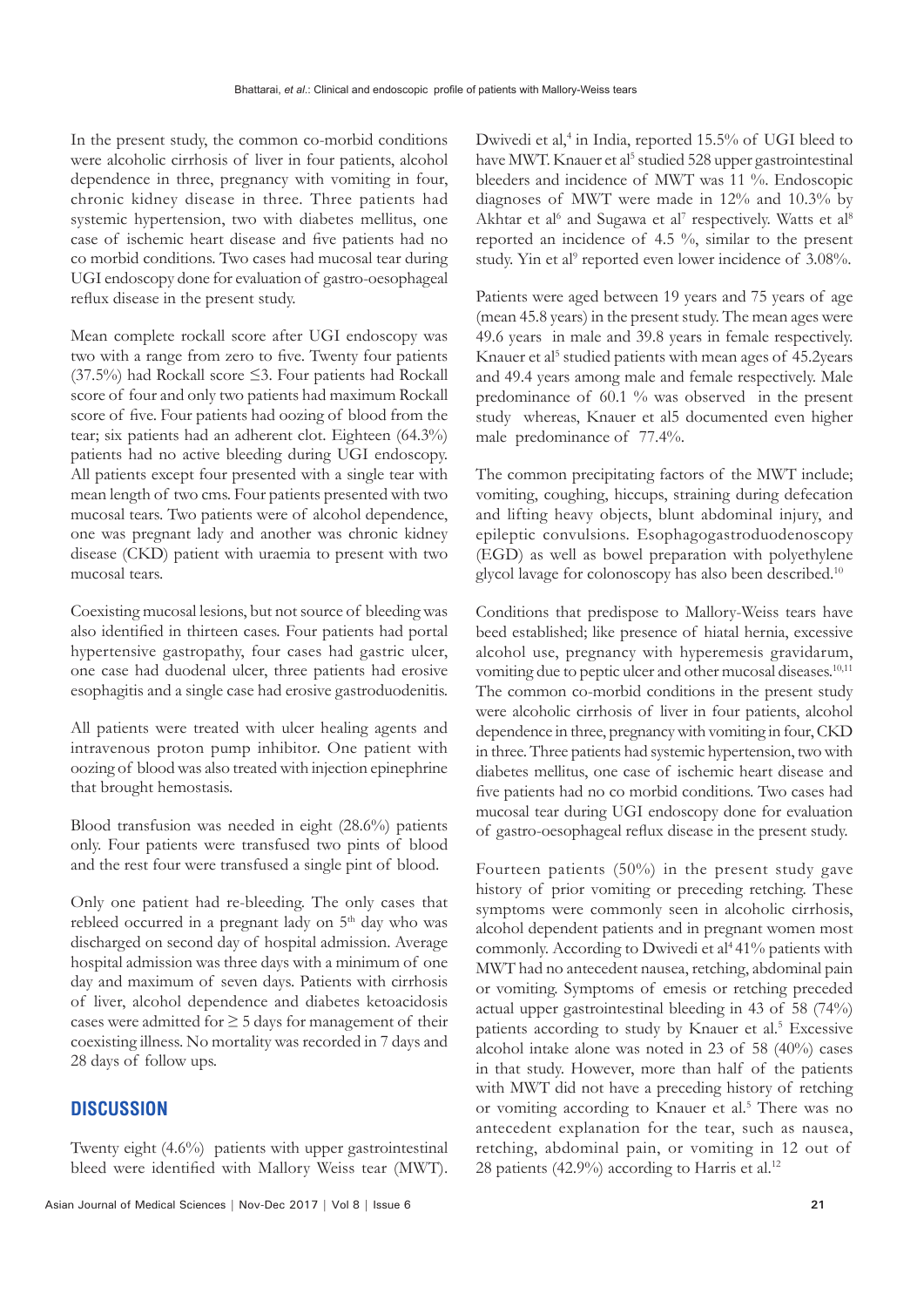In the present study, the common co-morbid conditions were alcoholic cirrhosis of liver in four patients, alcohol dependence in three, pregnancy with vomiting in four, chronic kidney disease in three. Three patients had systemic hypertension, two with diabetes mellitus, one case of ischemic heart disease and five patients had no co morbid conditions. Two cases had mucosal tear during UGI endoscopy done for evaluation of gastro-oesophageal reflux disease in the present study.

Mean complete rockall score after UGI endoscopy was two with a range from zero to five. Twenty four patients (37.5%) had Rockall score ≤3. Four patients had Rockall score of four and only two patients had maximum Rockall score of five. Four patients had oozing of blood from the tear; six patients had an adherent clot. Eighteen (64.3%) patients had no active bleeding during UGI endoscopy. All patients except four presented with a single tear with mean length of two cms. Four patients presented with two mucosal tears. Two patients were of alcohol dependence, one was pregnant lady and another was chronic kidney disease (CKD) patient with uraemia to present with two mucosal tears.

Coexisting mucosal lesions, but not source of bleeding was also identified in thirteen cases. Four patients had portal hypertensive gastropathy, four cases had gastric ulcer, one case had duodenal ulcer, three patients had erosive esophagitis and a single case had erosive gastroduodenitis.

All patients were treated with ulcer healing agents and intravenous proton pump inhibitor. One patient with oozing of blood was also treated with injection epinephrine that brought hemostasis.

Blood transfusion was needed in eight (28.6%) patients only. Four patients were transfused two pints of blood and the rest four were transfused a single pint of blood.

Only one patient had re-bleeding. The only cases that rebleed occurred in a pregnant lady on 5th day who was discharged on second day of hospital admission. Average hospital admission was three days with a minimum of one day and maximum of seven days. Patients with cirrhosis of liver, alcohol dependence and diabetes ketoacidosis cases were admitted for ≥ 5 days for management of their coexisting illness. No mortality was recorded in 7 days and 28 days of follow ups.

## DISCUSSION

Twenty eight (4.6%) patients with upper gastrointestinal bleed were identified with Mallory Weiss tear (MWT). Dwivedi et al,[4] in India, reported 15.5% of UGI bleed to have MWT. Knauer et al[5] studied 528 upper gastrointestinal bleeders and incidence of MWT was 11 %. Endoscopic diagnoses of MWT were made in 12% and 10.3% by Akhtar et al[6] and Sugawa et al[7] respectively. Watts et al[8] reported an incidence of 4.5 %, similar to the present study. Yin et al[9] reported even lower incidence of 3.08%.

Patients were aged between 19 years and 75 years of age (mean 45.8 years) in the present study. The mean ages were 49.6 years in male and 39.8 years in female respectively. Knauer et al[5] studied patients with mean ages of 45.2years and 49.4 years among male and female respectively. Male predominance of 60.1 % was observed in the present study whereas, Knauer et al5 documented even higher male predominance of 77.4%.

The common precipitating factors of the MWT include; vomiting, coughing, hiccups, straining during defecation and lifting heavy objects, blunt abdominal injury, and epileptic convulsions. Esophagogastroduodenoscopy (EGD) as well as bowel preparation with polyethylene glycol lavage for colonoscopy has also been described.[10]

Conditions that predispose to Mallory-Weiss tears have beed established; like presence of hiatal hernia, excessive alcohol use, pregnancy with hyperemesis gravidarum, vomiting due to peptic ulcer and other mucosal diseases.[10,11] The common co-morbid conditions in the present study were alcoholic cirrhosis of liver in four patients, alcohol dependence in three, pregnancy with vomiting in four, CKD in three. Three patients had systemic hypertension, two with diabetes mellitus, one case of ischemic heart disease and five patients had no co morbid conditions. Two cases had mucosal tear during UGI endoscopy done for evaluation of gastro-oesophageal reflux disease in the present study.

Fourteen patients (50%) in the present study gave history of prior vomiting or preceding retching. These symptoms were commonly seen in alcoholic cirrhosis, alcohol dependent patients and in pregnant women most commonly. According to Dwivedi et al[4] 41% patients with MWT had no antecedent nausea, retching, abdominal pain or vomiting. Symptoms of emesis or retching preceded actual upper gastrointestinal bleeding in 43 of 58 (74%) patients according to study by Knauer et al.[5] Excessive alcohol intake alone was noted in 23 of 58 (40%) cases in that study. However, more than half of the patients with MWT did not have a preceding history of retching or vomiting according to Knauer et al.[5] There was no antecedent explanation for the tear, such as nausea, retching, abdominal pain, or vomiting in 12 out of 28 patients (42.9%) according to Harris et al.[12]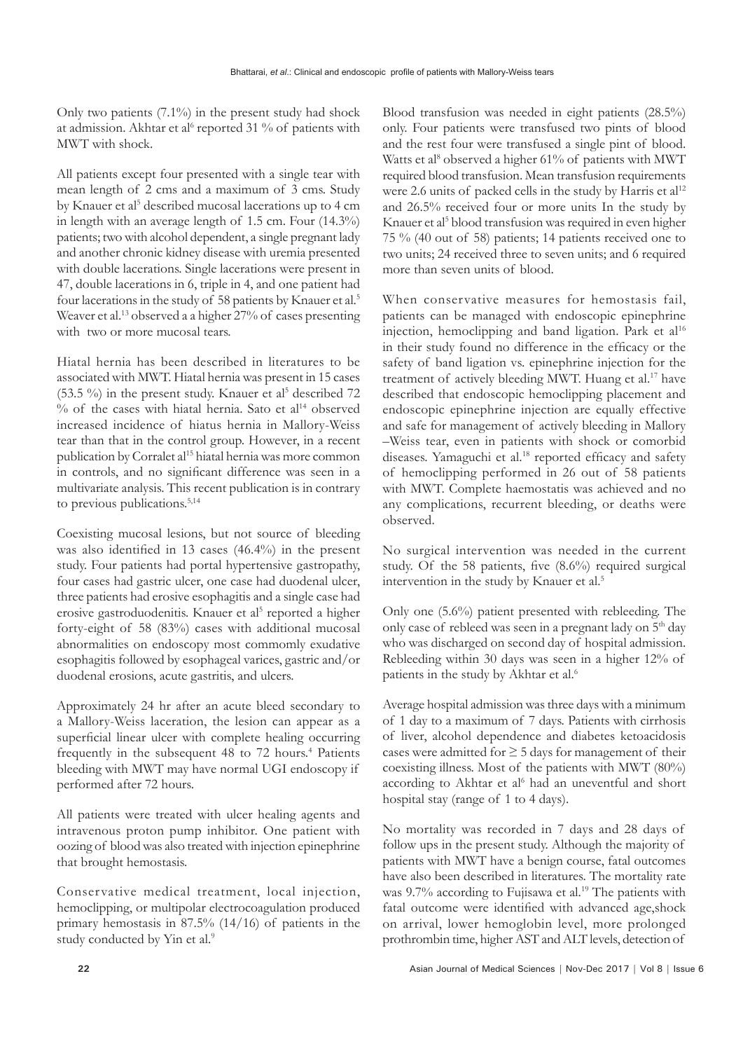Only two patients (7.1%) in the present study had shock at admission. Akhtar et al[6] reported 31 % of patients with MWT with shock.

All patients except four presented with a single tear with mean length of 2 cms and a maximum of 3 cms. Study by Knauer et al[5] described mucosal lacerations up to 4 cm in length with an average length of 1.5 cm. Four (14.3%) patients; two with alcohol dependent, a single pregnant lady and another chronic kidney disease with uremia presented with double lacerations. Single lacerations were present in 47, double lacerations in 6, triple in 4, and one patient had four lacerations in the study of 58 patients by Knauer et al.[5] Weaver et al.[13] observed a a higher 27% of cases presenting with two or more mucosal tears.

Hiatal hernia has been described in literatures to be associated with MWT. Hiatal hernia was present in 15 cases (53.5 %) in the present study. Knauer et al[5] described 72 % of the cases with hiatal hernia. Sato et al[14] observed increased incidence of hiatus hernia in Mallory-Weiss tear than that in the control group. However, in a recent publication by Corralet al[15] hiatal hernia was more common in controls, and no significant difference was seen in a multivariate analysis. This recent publication is in contrary to previous publications.[5,14]

Coexisting mucosal lesions, but not source of bleeding was also identified in 13 cases (46.4%) in the present study. Four patients had portal hypertensive gastropathy, four cases had gastric ulcer, one case had duodenal ulcer, three patients had erosive esophagitis and a single case had erosive gastroduodenitis. Knauer et al[5] reported a higher forty-eight of 58 (83%) cases with additional mucosal abnormalities on endoscopy most commomly exudative esophagitis followed by esophageal varices, gastric and/or duodenal erosions, acute gastritis, and ulcers.

Approximately 24 hr after an acute bleed secondary to a Mallory-Weiss laceration, the lesion can appear as a superficial linear ulcer with complete healing occurring frequently in the subsequent 48 to 72 hours.[4] Patients bleeding with MWT may have normal UGI endoscopy if performed after 72 hours.

All patients were treated with ulcer healing agents and intravenous proton pump inhibitor. One patient with oozing of blood was also treated with injection epinephrine that brought hemostasis.

Conservative medical treatment, local injection, hemoclipping, or multipolar electrocoagulation produced primary hemostasis in 87.5% (14/16) of patients in the study conducted by Yin et al.[9]

Blood transfusion was needed in eight patients (28.5%) only. Four patients were transfused two pints of blood and the rest four were transfused a single pint of blood. Watts et al[8] observed a higher 61% of patients with MWT required blood transfusion. Mean transfusion requirements were 2.6 units of packed cells in the study by Harris et al[12] and 26.5% received four or more units In the study by Knauer et al[5] blood transfusion was required in even higher 75 % (40 out of 58) patients; 14 patients received one to two units; 24 received three to seven units; and 6 required more than seven units of blood.

When conservative measures for hemostasis fail, patients can be managed with endoscopic epinephrine injection, hemoclipping and band ligation. Park et al[16] in their study found no difference in the efficacy or the safety of band ligation vs. epinephrine injection for the treatment of actively bleeding MWT. Huang et al.[17] have described that endoscopic hemoclipping placement and endoscopic epinephrine injection are equally effective and safe for management of actively bleeding in Mallory –Weiss tear, even in patients with shock or comorbid diseases. Yamaguchi et al.[18] reported efficacy and safety of hemoclipping performed in 26 out of 58 patients with MWT. Complete haemostatis was achieved and no any complications, recurrent bleeding, or deaths were observed.

No surgical intervention was needed in the current study. Of the 58 patients, five (8.6%) required surgical intervention in the study by Knauer et al.[5]

Only one (5.6%) patient presented with rebleeding. The only case of rebleed was seen in a pregnant lady on 5th day who was discharged on second day of hospital admission. Rebleeding within 30 days was seen in a higher 12% of patients in the study by Akhtar et al.[6]

Average hospital admission was three days with a minimum of 1 day to a maximum of 7 days. Patients with cirrhosis of liver, alcohol dependence and diabetes ketoacidosis cases were admitted for ≥ 5 days for management of their coexisting illness. Most of the patients with MWT (80%) according to Akhtar et al[6] had an uneventful and short hospital stay (range of 1 to 4 days).

No mortality was recorded in 7 days and 28 days of follow ups in the present study. Although the majority of patients with MWT have a benign course, fatal outcomes have also been described in literatures. The mortality rate was 9.7% according to Fujisawa et al.[19] The patients with fatal outcome were identified with advanced age,shock on arrival, lower hemoglobin level, more prolonged prothrombin time, higher AST and ALT levels, detection of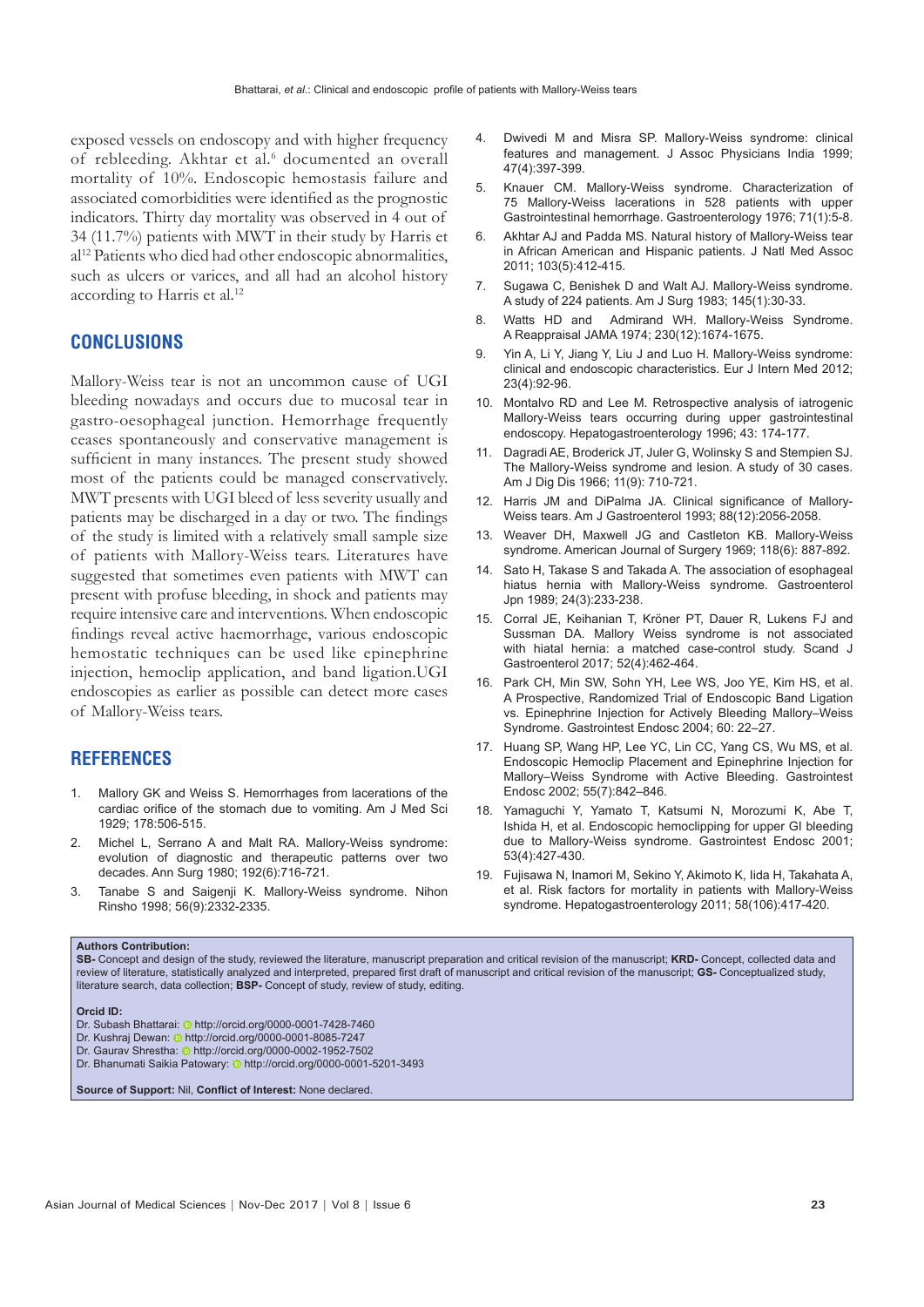exposed vessels on endoscopy and with higher frequency of rebleeding. Akhtar et al.[6] documented an overall mortality of 10%. Endoscopic hemostasis failure and associated comorbidities were identified as the prognostic indicators. Thirty day mortality was observed in 4 out of 34 (11.7%) patients with MWT in their study by Harris et al[12] Patients who died had other endoscopic abnormalities, such as ulcers or varices, and all had an alcohol history according to Harris et al.[12]

## CONCLUSIONS

Mallory-Weiss tear is not an uncommon cause of UGI bleeding nowadays and occurs due to mucosal tear in gastro-oesophageal junction. Hemorrhage frequently ceases spontaneously and conservative management is sufficient in many instances. The present study showed most of the patients could be managed conservatively. MWT presents with UGI bleed of less severity usually and patients may be discharged in a day or two. The findings of the study is limited with a relatively small sample size of patients with Mallory-Weiss tears. Literatures have suggested that sometimes even patients with MWT can present with profuse bleeding, in shock and patients may require intensive care and interventions. When endoscopic findings reveal active haemorrhage, various endoscopic hemostatic techniques can be used like epinephrine injection, hemoclip application, and band ligation.UGI endoscopies as earlier as possible can detect more cases of Mallory-Weiss tears.

## REFERENCES

1. Mallory GK and Weiss S. Hemorrhages from lacerations of the cardiac orifice of the stomach due to vomiting. Am J Med Sci 1929; 178:506-515.
2. Michel L, Serrano A and Malt RA. Mallory-Weiss syndrome: evolution of diagnostic and therapeutic patterns over two decades. Ann Surg 1980; 192(6):716-721.
3. Tanabe S and Saigenji K. Mallory-Weiss syndrome. Nihon Rinsho 1998; 56(9):2332-2335.
4. Dwivedi M and Misra SP. Mallory-Weiss syndrome: clinical features and management. J Assoc Physicians India 1999; 47(4):397-399.
5. Knauer CM. Mallory-Weiss syndrome. Characterization of 75 Mallory-Weiss lacerations in 528 patients with upper Gastrointestinal hemorrhage. Gastroenterology 1976; 71(1):5-8.
6. Akhtar AJ and Padda MS. Natural history of Mallory-Weiss tear in African American and Hispanic patients. J Natl Med Assoc 2011; 103(5):412-415.
7. Sugawa C, Benishek D and Walt AJ. Mallory-Weiss syndrome. A study of 224 patients. Am J Surg 1983; 145(1):30-33.
8. Watts HD and Admirand WH. Mallory-Weiss Syndrome. A Reappraisal JAMA 1974; 230(12):1674-1675.
9. Yin A, Li Y, Jiang Y, Liu J and Luo H. Mallory-Weiss syndrome: clinical and endoscopic characteristics. Eur J Intern Med 2012; 23(4):92-96.
10. Montalvo RD and Lee M. Retrospective analysis of iatrogenic Mallory-Weiss tears occurring during upper gastrointestinal endoscopy. Hepatogastroenterology 1996; 43: 174-177.
11. Dagradi AE, Broderick JT, Juler G, Wolinsky S and Stempien SJ. The Mallory-Weiss syndrome and lesion. A study of 30 cases. Am J Dig Dis 1966; 11(9): 710-721.
12. Harris JM and DiPalma JA. Clinical significance of Mallory-Weiss tears. Am J Gastroenterol 1993; 88(12):2056-2058.
13. Weaver DH, Maxwell JG and Castleton KB. Mallory-Weiss syndrome. American Journal of Surgery 1969; 118(6): 887-892.
14. Sato H, Takase S and Takada A. The association of esophageal hiatus hernia with Mallory-Weiss syndrome. Gastroenterol Jpn 1989; 24(3):233-238.
15. Corral JE, Keihanian T, Kröner PT, Dauer R, Lukens FJ and Sussman DA. Mallory Weiss syndrome is not associated with hiatal hernia: a matched case-control study. Scand J Gastroenterol 2017; 52(4):462-464.
16. Park CH, Min SW, Sohn YH, Lee WS, Joo YE, Kim HS, et al. A Prospective, Randomized Trial of Endoscopic Band Ligation vs. Epinephrine Injection for Actively Bleeding Mallory–Weiss Syndrome. Gastrointest Endosc 2004; 60: 22–27.
17. Huang SP, Wang HP, Lee YC, Lin CC, Yang CS, Wu MS, et al. Endoscopic Hemoclip Placement and Epinephrine Injection for Mallory–Weiss Syndrome with Active Bleeding. Gastrointest Endosc 2002; 55(7):842–846.
18. Yamaguchi Y, Yamato T, Katsumi N, Morozumi K, Abe T, Ishida H, et al. Endoscopic hemoclipping for upper GI bleeding due to Mallory-Weiss syndrome. Gastrointest Endosc 2001; 53(4):427-430.
19. Fujisawa N, Inamori M, Sekino Y, Akimoto K, Iida H, Takahata A, et al. Risk factors for mortality in patients with Mallory-Weiss syndrome. Hepatogastroenterology 2011; 58(106):417-420.

**Authors Contribution:**
**SB-** Concept and design of the study, reviewed the literature, manuscript preparation and critical revision of the manuscript; **KRD-** Concept, collected data and review of literature, statistically analyzed and interpreted, prepared first draft of manuscript and critical revision of the manuscript; **GS-** Conceptualized study, literature search, data collection; **BSP-** Concept of study, review of study, editing.

**Orcid ID:**
Dr. Subash Bhattarai: http://orcid.org/0000-0001-7428-7460
Dr. Kushraj Dewan: http://orcid.org/0000-0001-8085-7247
Dr. Gaurav Shrestha: http://orcid.org/0000-0002-1952-7502
Dr. Bhanumati Saikia Patowary: http://orcid.org/0000-0001-5201-3493

**Source of Support:** Nil, **Conflict of Interest:** None declared.